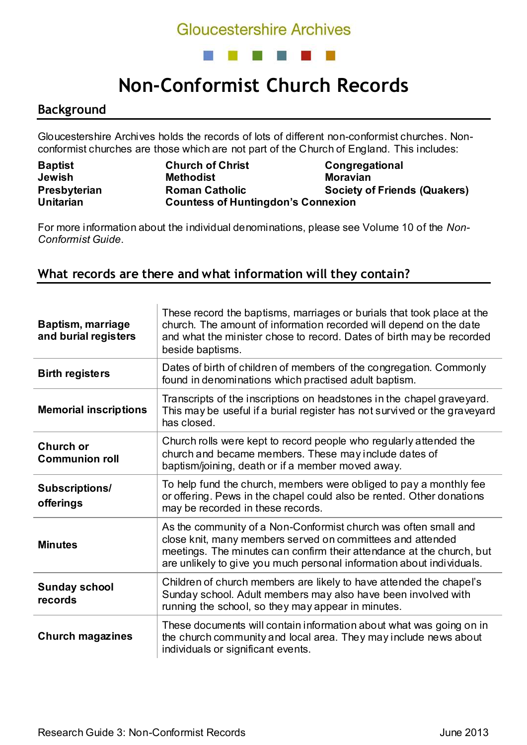Gloucestershire Archives

# Non-Conformist Church Records

## Background

Gloucestershire Archives holds the records of lots of different non-conformist churches. Non-conformist churches are those which are not part of the Church of England. This includes:

**Baptist**
**Church of Christ**
**Congregational**
**Jewish**
**Methodist**
**Moravian**
**Presbyterian**
**Roman Catholic**
**Society of Friends (Quakers)**
**Unitarian**
**Countess of Huntingdon's Connexion**

For more information about the individual denominations, please see Volume 10 of the *Non-Conformist Guide*.

## What records are there and what information will they contain?

| | |
|---|---|
| **Baptism, marriage and burial registers** | These record the baptisms, marriages or burials that took place at the church. The amount of information recorded will depend on the date and what the minister chose to record. Dates of birth may be recorded beside baptisms. |
| **Birth registers** | Dates of birth of children of members of the congregation. Commonly found in denominations which practised adult baptism. |
| **Memorial inscriptions** | Transcripts of the inscriptions on headstones in the chapel graveyard. This may be useful if a burial register has not survived or the graveyard has closed. |
| **Church or Communion roll** | Church rolls were kept to record people who regularly attended the church and became members. These may include dates of baptism/joining, death or if a member moved away. |
| **Subscriptions/ offerings** | To help fund the church, members were obliged to pay a monthly fee or offering. Pews in the chapel could also be rented. Other donations may be recorded in these records. |
| **Minutes** | As the community of a Non-Conformist church was often small and close knit, many members served on committees and attended meetings. The minutes can confirm their attendance at the church, but are unlikely to give you much personal information about individuals. |
| **Sunday school records** | Children of church members are likely to have attended the chapel's Sunday school. Adult members may also have been involved with running the school, so they may appear in minutes. |
| **Church magazines** | These documents will contain information about what was going on in the church community and local area. They may include news about individuals or significant events. |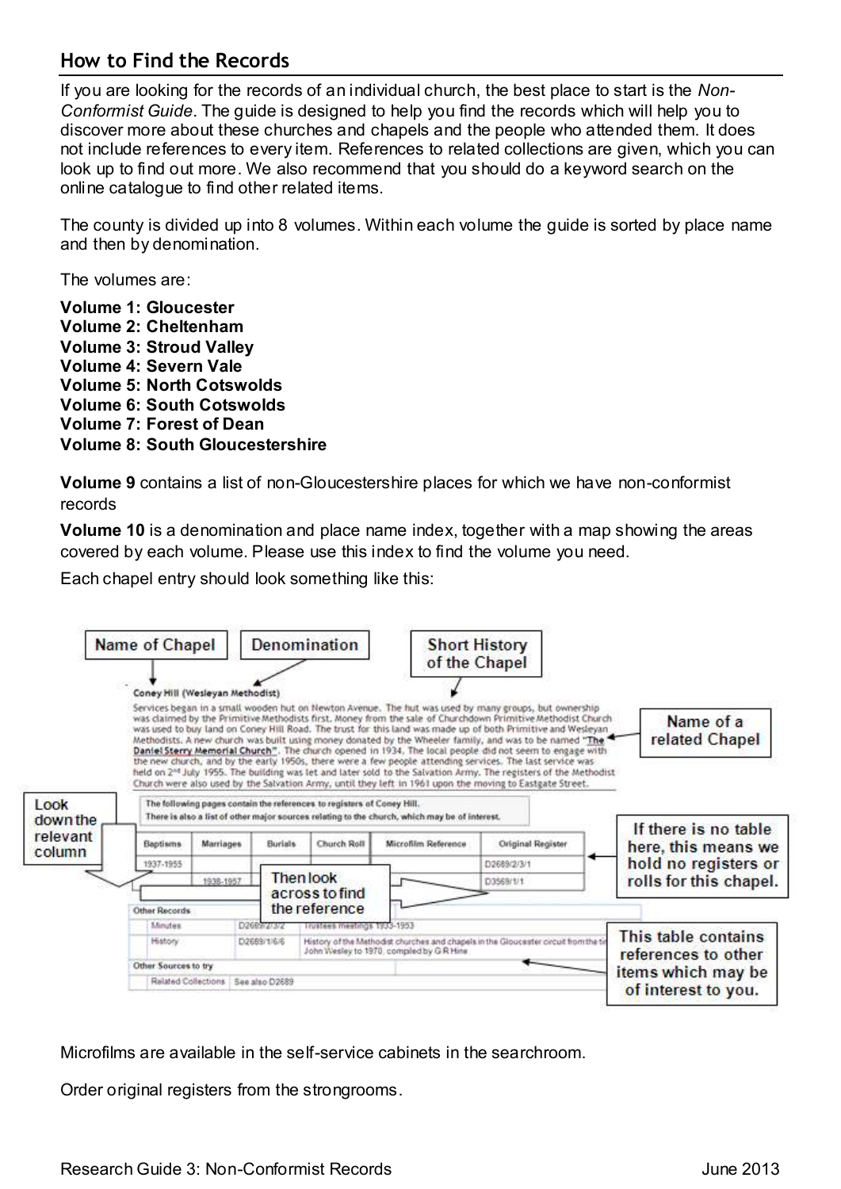## How to Find the Records

If you are looking for the records of an individual church, the best place to start is the *Non-Conformist Guide*. The guide is designed to help you find the records which will help you to discover more about these churches and chapels and the people who attended them. It does not include references to every item. References to related collections are given, which you can look up to find out more. We also recommend that you should do a keyword search on the online catalogue to find other related items.

The county is divided up into 8 volumes. Within each volume the guide is sorted by place name and then by denomination.

The volumes are:

**Volume 1: Gloucester**
**Volume 2: Cheltenham**
**Volume 3: Stroud Valley**
**Volume 4: Severn Vale**
**Volume 5: North Cotswolds**
**Volume 6: South Cotswolds**
**Volume 7: Forest of Dean**
**Volume 8: South Gloucestershire**

**Volume 9** contains a list of non-Gloucestershire places for which we have non-conformist records

**Volume 10** is a denomination and place name index, together with a map showing the areas covered by each volume. Please use this index to find the volume you need.

Each chapel entry should look something like this:

Name of Chapel — Denomination — Short History of the Chapel

**Coney Hill (Wesleyan Methodist)**

Services began in a small wooden hut on Newton Avenue. The hut was used by many groups, but ownership was claimed by the Primitive Methodists first. Money from the sale of Churchdown Primitive Methodist Church was used to buy land on Coney Hill Road. The trust for this land was made up of both Primitive and Wesleyan Methodists. A new church was built using money donated by the Wheeler family, and was to be named "The Daniel Sterry Memorial Church". The church opened in 1934. The local people did not seem to engage with the new church, and by the early 1950s, there were a few people attending services. The last service was held on 2nd July 1955. The building was let and later sold to the Salvation Army. The registers of the Methodist Church were also used by the Salvation Army, until they left in 1961 upon the moving to Eastgate Street.

Name of a related Chapel

The following pages contain the references to registers of Coney Hill.
There is also a list of other major sources relating to the church, which may be of interest.

Look down the relevant column

Then look across to find the reference

If there is no table here, this means we hold no registers or rolls for this chapel.

| Baptisms | Marriages | Burials | Church Roll | Microfilm Reference | Original Register |
|---|---|---|---|---|---|
| 1937-1955 | | | | | D2689/2/3/1 |
| | 1938-1957 | | | | D3569/1/1 |

| Other Records | | |
|---|---|---|
| Minutes | D2689/2/3/2 | Trustees meetings 1933-1953 |
| History | D2689/1/6/6 | History of the Methodist churches and chapels in the Gloucester circuit from the time of John Wesley to 1970, compiled by G R Hine |

| Other Sources to try | |
|---|---|
| Related Collections | See also D2689 |

This table contains references to other items which may be of interest to you.

Microfilms are available in the self-service cabinets in the searchroom.

Order original registers from the strongrooms.